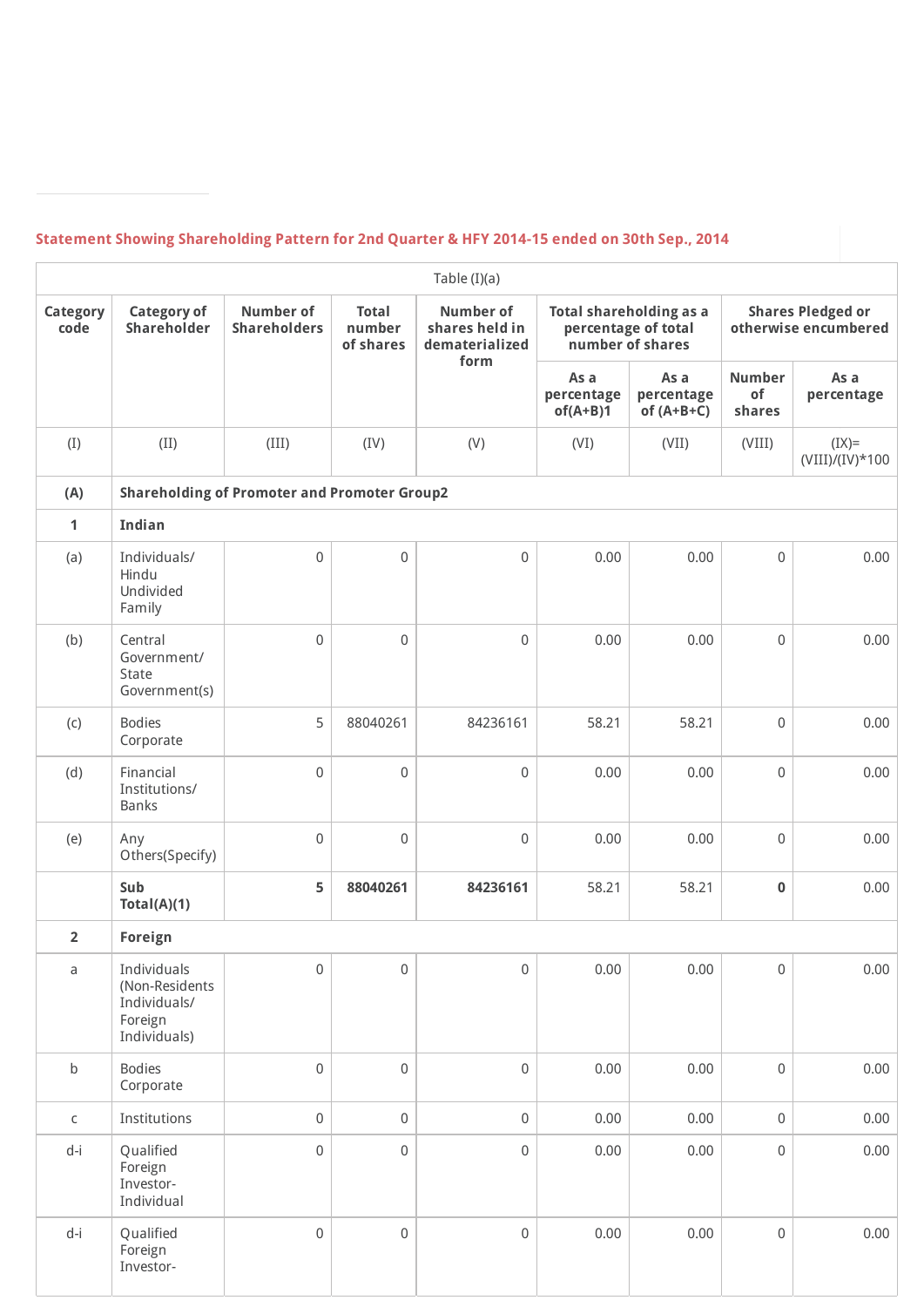## Statement Showing Shareholding Pattern for 2nd Quarter & HFY 2014-15 ended on 30th Sep., 2014

| Table (I)(a) | | | | | | | | |
|---|---|---|---|---|---|---|---|---|
| **Category code** | **Category of Shareholder** | **Number of Shareholders** | **Total number of shares** | **Number of shares held in dematerialized form** | **Total shareholding as a percentage of total number of shares** | | **Shares Pledged or otherwise encumbered** | |
| | | | | | **As a percentage of(A+B)1** | **As a percentage of (A+B+C)** | **Number of shares** | **As a percentage** |
| (I) | (II) | (III) | (IV) | (V) | (VI) | (VII) | (VIII) | (IX)= (VIII)/(IV)*100 |
| **(A)** | **Shareholding of Promoter and Promoter Group2** | | | | | | | |
| **1** | **Indian** | | | | | | | |
| (a) | Individuals/ Hindu Undivided Family | 0 | 0 | 0 | 0.00 | 0.00 | 0 | 0.00 |
| (b) | Central Government/ State Government(s) | 0 | 0 | 0 | 0.00 | 0.00 | 0 | 0.00 |
| (c) | Bodies Corporate | 5 | 88040261 | 84236161 | 58.21 | 58.21 | 0 | 0.00 |
| (d) | Financial Institutions/ Banks | 0 | 0 | 0 | 0.00 | 0.00 | 0 | 0.00 |
| (e) | Any Others(Specify) | 0 | 0 | 0 | 0.00 | 0.00 | 0 | 0.00 |
| | **Sub Total(A)(1)** | **5** | **88040261** | **84236161** | 58.21 | 58.21 | **0** | 0.00 |
| **2** | **Foreign** | | | | | | | |
| a | Individuals (Non-Residents Individuals/ Foreign Individuals) | 0 | 0 | 0 | 0.00 | 0.00 | 0 | 0.00 |
| b | Bodies Corporate | 0 | 0 | 0 | 0.00 | 0.00 | 0 | 0.00 |
| c | Institutions | 0 | 0 | 0 | 0.00 | 0.00 | 0 | 0.00 |
| d-i | Qualified Foreign Investor-Individual | 0 | 0 | 0 | 0.00 | 0.00 | 0 | 0.00 |
| d-i | Qualified Foreign Investor- | 0 | 0 | 0 | 0.00 | 0.00 | 0 | 0.00 |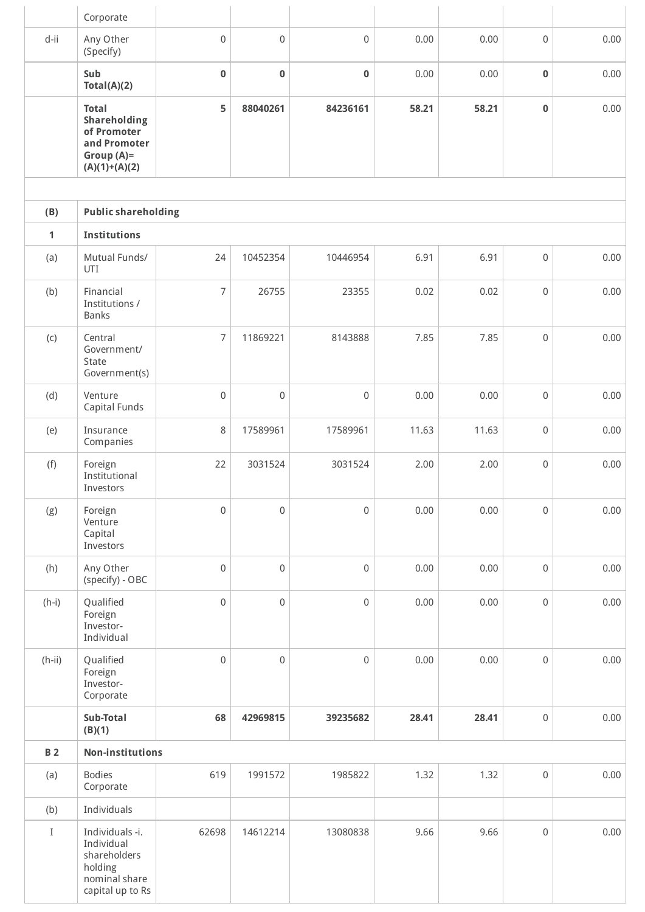| | | | | | | | | |
|---|---|---|---|---|---|---|---|---|
| | Corporate | | | | | | | |
| d-ii | Any Other (Specify) | 0 | 0 | 0 | 0.00 | 0.00 | 0 | 0.00 |
| | **Sub Total(A)(2)** | **0** | **0** | **0** | 0.00 | 0.00 | **0** | 0.00 |
| | **Total Shareholding of Promoter and Promoter Group (A)= (A)(1)+(A)(2)** | **5** | **88040261** | **84236161** | **58.21** | **58.21** | **0** | 0.00 |
| | | | | | | | | |
| **(B)** | **Public shareholding** | | | | | | | |
| **1** | **Institutions** | | | | | | | |
| (a) | Mutual Funds/ UTI | 24 | 10452354 | 10446954 | 6.91 | 6.91 | 0 | 0.00 |
| (b) | Financial Institutions / Banks | 7 | 26755 | 23355 | 0.02 | 0.02 | 0 | 0.00 |
| (c) | Central Government/ State Government(s) | 7 | 11869221 | 8143888 | 7.85 | 7.85 | 0 | 0.00 |
| (d) | Venture Capital Funds | 0 | 0 | 0 | 0.00 | 0.00 | 0 | 0.00 |
| (e) | Insurance Companies | 8 | 17589961 | 17589961 | 11.63 | 11.63 | 0 | 0.00 |
| (f) | Foreign Institutional Investors | 22 | 3031524 | 3031524 | 2.00 | 2.00 | 0 | 0.00 |
| (g) | Foreign Venture Capital Investors | 0 | 0 | 0 | 0.00 | 0.00 | 0 | 0.00 |
| (h) | Any Other (specify) - OBC | 0 | 0 | 0 | 0.00 | 0.00 | 0 | 0.00 |
| (h-i) | Qualified Foreign Investor-Individual | 0 | 0 | 0 | 0.00 | 0.00 | 0 | 0.00 |
| (h-ii) | Qualified Foreign Investor-Corporate | 0 | 0 | 0 | 0.00 | 0.00 | 0 | 0.00 |
| | **Sub-Total (B)(1)** | **68** | **42969815** | **39235682** | **28.41** | **28.41** | 0 | 0.00 |
| **B 2** | **Non-institutions** | | | | | | | |
| (a) | Bodies Corporate | 619 | 1991572 | 1985822 | 1.32 | 1.32 | 0 | 0.00 |
| (b) | Individuals | | | | | | | |
| I | Individuals -i. Individual shareholders holding nominal share capital up to Rs | 62698 | 14612214 | 13080838 | 9.66 | 9.66 | 0 | 0.00 |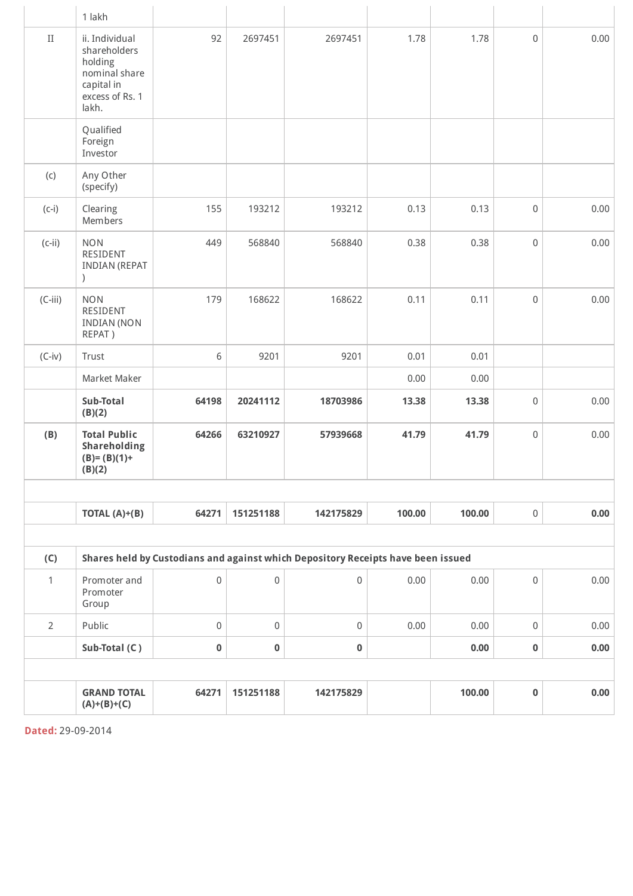| | | | | | | | | |
|---|---|---|---|---|---|---|---|---|
| | 1 lakh | | | | | | | |
| II | ii. Individual shareholders holding nominal share capital in excess of Rs. 1 lakh. | 92 | 2697451 | 2697451 | 1.78 | 1.78 | 0 | 0.00 |
| | Qualified Foreign Investor | | | | | | | |
| (c) | Any Other (specify) | | | | | | | |
| (c-i) | Clearing Members | 155 | 193212 | 193212 | 0.13 | 0.13 | 0 | 0.00 |
| (c-ii) | NON RESIDENT INDIAN (REPAT ) | 449 | 568840 | 568840 | 0.38 | 0.38 | 0 | 0.00 |
| (C-iii) | NON RESIDENT INDIAN (NON REPAT ) | 179 | 168622 | 168622 | 0.11 | 0.11 | 0 | 0.00 |
| (C-iv) | Trust | 6 | 9201 | 9201 | 0.01 | 0.01 | | |
| | Market Maker | | | | 0.00 | 0.00 | | |
| | **Sub-Total (B)(2)** | **64198** | **20241112** | **18703986** | **13.38** | **13.38** | 0 | 0.00 |
| **(B)** | **Total Public Shareholding (B)= (B)(1)+ (B)(2)** | **64266** | **63210927** | **57939668** | **41.79** | **41.79** | 0 | 0.00 |
| | | | | | | | | |
| | **TOTAL (A)+(B)** | **64271** | **151251188** | **142175829** | **100.00** | **100.00** | 0 | **0.00** |
| | | | | | | | | |
| **(C)** | **Shares held by Custodians and against which Depository Receipts have been issued** | | | | | | | |
| 1 | Promoter and Promoter Group | 0 | 0 | 0 | 0.00 | 0.00 | 0 | 0.00 |
| 2 | Public | 0 | 0 | 0 | 0.00 | 0.00 | 0 | 0.00 |
| | **Sub-Total (C )** | **0** | **0** | **0** | | **0.00** | **0** | **0.00** |
| | | | | | | | | |
| | **GRAND TOTAL (A)+(B)+(C)** | **64271** | **151251188** | **142175829** | | **100.00** | **0** | **0.00** |

**Dated:** 29-09-2014